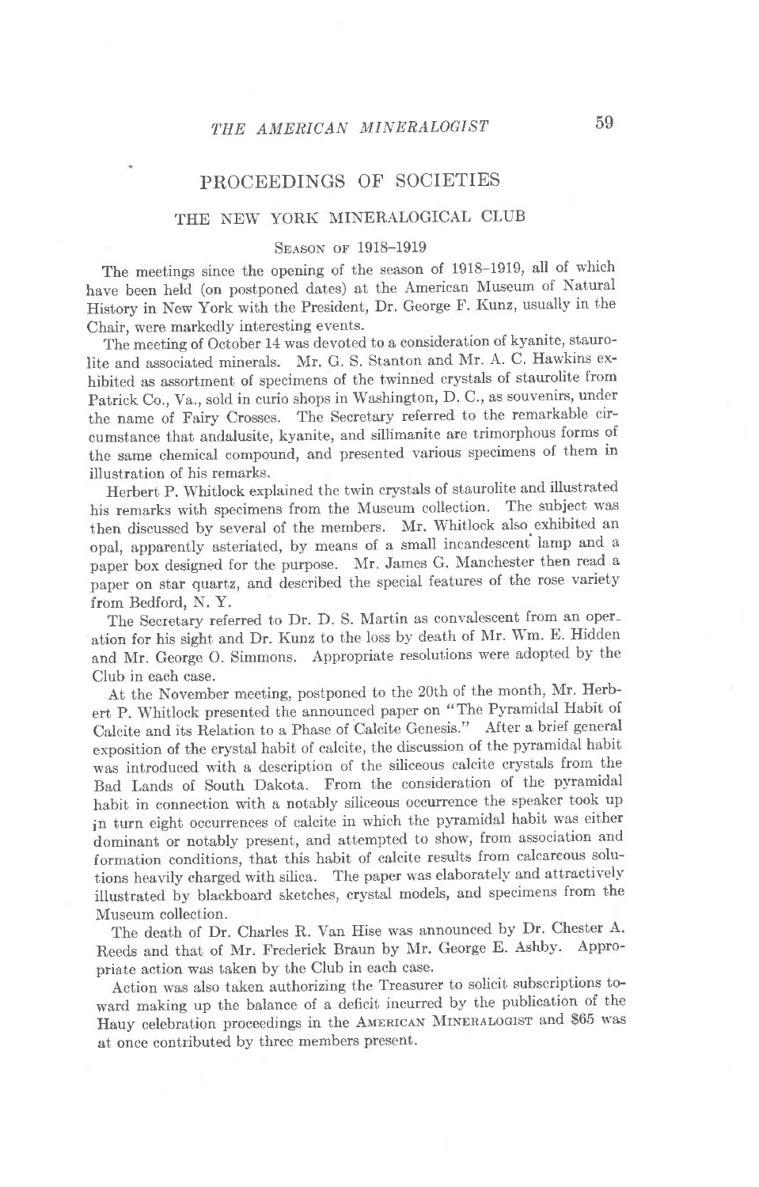# PROCEEDINGS OF SOCIETIES

## THE NEW YORK MINERALOGICAL CLUB

### Season of 1918–1919

The meetings since the opening of the season of 1918–1919, all of which have been held (on postponed dates) at the American Museum of Natural History in New York with the President, Dr. George F. Kunz, usually in the Chair, were markedly interesting events.

The meeting of October 14 was devoted to a consideration of kyanite, staurolite and associated minerals. Mr. G. S. Stanton and Mr. A. C. Hawkins exhibited as assortment of specimens of the twinned crystals of staurolite from Patrick Co., Va., sold in curio shops in Washington, D. C., as souvenirs, under the name of Fairy Crosses. The Secretary referred to the remarkable circumstance that andalusite, kyanite, and sillimanite are trimorphous forms of the same chemical compound, and presented various specimens of them in illustration of his remarks.

Herbert P. Whitlock explained the twin crystals of staurolite and illustrated his remarks with specimens from the Museum collection. The subject was then discussed by several of the members. Mr. Whitlock also exhibited an opal, apparently asteriated, by means of a small incandescent lamp and a paper box designed for the purpose. Mr. James G. Manchester then read a paper on star quartz, and described the special features of the rose variety from Bedford, N. Y.

The Secretary referred to Dr. D. S. Martin as convalescent from an operation for his sight and Dr. Kunz to the loss by death of Mr. Wm. E. Hidden and Mr. George O. Simmons. Appropriate resolutions were adopted by the Club in each case.

At the November meeting, postponed to the 20th of the month, Mr. Herbert P. Whitlock presented the announced paper on "The Pyramidal Habit of Calcite and its Relation to a Phase of Calcite Genesis." After a brief general exposition of the crystal habit of calcite, the discussion of the pyramidal habit was introduced with a description of the siliceous calcite crystals from the Bad Lands of South Dakota. From the consideration of the pyramidal habit in connection with a notably siliceous occurrence the speaker took up in turn eight occurrences of calcite in which the pyramidal habit was either dominant or notably present, and attempted to show, from association and formation conditions, that this habit of calcite results from calcareous solutions heavily charged with silica. The paper was elaborately and attractively illustrated by blackboard sketches, crystal models, and specimens from the Museum collection.

The death of Dr. Charles R. Van Hise was announced by Dr. Chester A. Reeds and that of Mr. Frederick Braun by Mr. George E. Ashby. Appropriate action was taken by the Club in each case.

Action was also taken authorizing the Treasurer to solicit subscriptions toward making up the balance of a deficit incurred by the publication of the Hauy celebration proceedings in the American Mineralogist and $65 was at once contributed by three members present.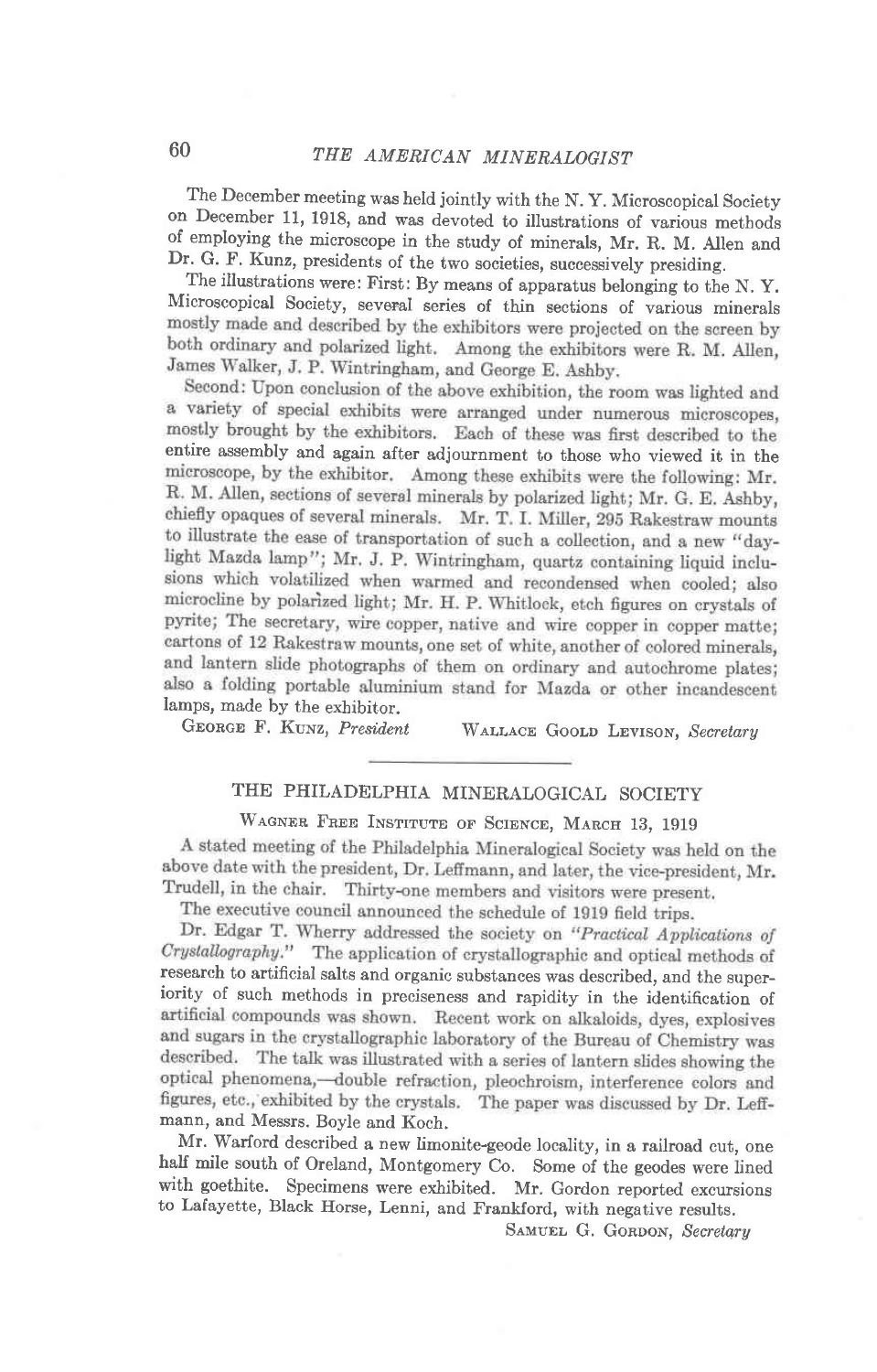The December meeting was held jointly with the N. Y. Microscopical Society on December 11, 1918, and was devoted to illustrations of various methods of employing the microscope in the study of minerals, Mr. R. M. Allen and Dr. G. F. Kunz, presidents of the two societies, successively presiding.

The illustrations were: First: By means of apparatus belonging to the N. Y. Microscopical Society, several series of thin sections of various minerals mostly made and described by the exhibitors were projected on the screen by both ordinary and polarized light. Among the exhibitors were R. M. Allen, James Walker, J. P. Wintringham, and George E. Ashby.

Second: Upon conclusion of the above exhibition, the room was lighted and a variety of special exhibits were arranged under numerous microscopes, mostly brought by the exhibitors. Each of these was first described to the entire assembly and again after adjournment to those who viewed it in the microscope, by the exhibitor. Among these exhibits were the following: Mr. R. M. Allen, sections of several minerals by polarized light; Mr. G. E. Ashby, chiefly opaques of several minerals. Mr. T. I. Miller, 295 Rakestraw mounts to illustrate the ease of transportation of such a collection, and a new "daylight Mazda lamp"; Mr. J. P. Wintringham, quartz containing liquid inclusions which volatilized when warmed and recondensed when cooled; also microcline by polarized light; Mr. H. P. Whitlock, etch figures on crystals of pyrite; The secretary, wire copper, native and wire copper in copper matte; cartons of 12 Rakestraw mounts, one set of white, another of colored minerals, and lantern slide photographs of them on ordinary and autochrome plates; also a folding portable aluminium stand for Mazda or other incandescent lamps, made by the exhibitor.

George F. Kunz, *President* Wallace Goold Levison, *Secretary*

---

## THE PHILADELPHIA MINERALOGICAL SOCIETY

Wagner Free Institute of Science, March 13, 1919

A stated meeting of the Philadelphia Mineralogical Society was held on the above date with the president, Dr. Leffmann, and later, the vice-president, Mr. Trudell, in the chair. Thirty-one members and visitors were present.

The executive council announced the schedule of 1919 field trips.

Dr. Edgar T. Wherry addressed the society on *"Practical Applications of Crystallography."* The application of crystallographic and optical methods of research to artificial salts and organic substances was described, and the superiority of such methods in preciseness and rapidity in the identification of artificial compounds was shown. Recent work on alkaloids, dyes, explosives and sugars in the crystallographic laboratory of the Bureau of Chemistry was described. The talk was illustrated with a series of lantern slides showing the optical phenomena,—double refraction, pleochroism, interference colors and figures, etc., exhibited by the crystals. The paper was discussed by Dr. Leffmann, and Messrs. Boyle and Koch.

Mr. Warford described a new limonite-geode locality, in a railroad cut, one half mile south of Oreland, Montgomery Co. Some of the geodes were lined with goethite. Specimens were exhibited. Mr. Gordon reported excursions to Lafayette, Black Horse, Lenni, and Frankford, with negative results.

Samuel G. Gordon, *Secretary*